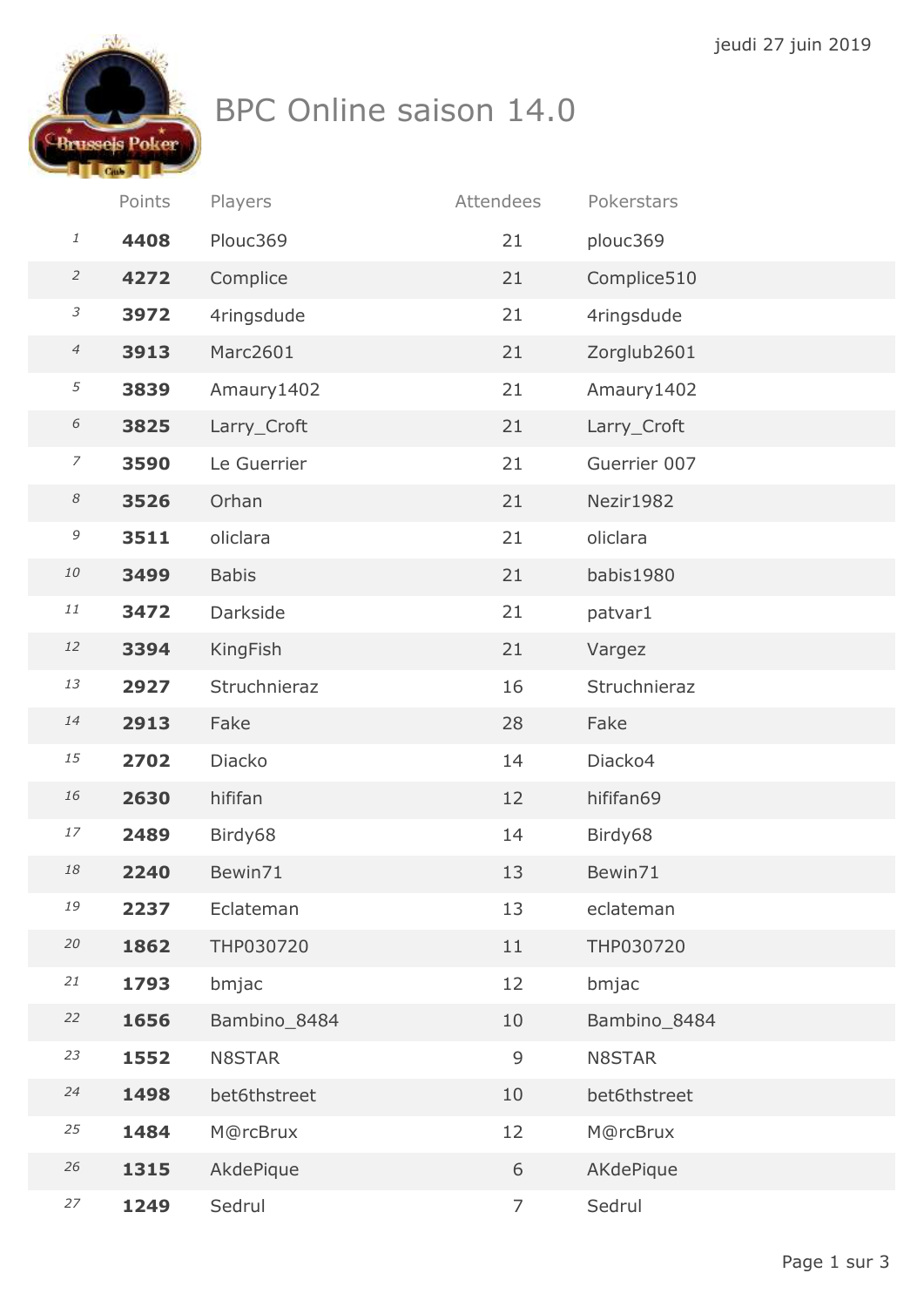jeudi 27 juin 2019

# BPC Online saison 14.0

| | Points | Players | Attendees | Pokerstars |
|---|---|---|---|---|
| 1 | **4408** | Plouc369 | 21 | plouc369 |
| 2 | **4272** | Complice | 21 | Complice510 |
| 3 | **3972** | 4ringsdude | 21 | 4ringsdude |
| 4 | **3913** | Marc2601 | 21 | Zorglub2601 |
| 5 | **3839** | Amaury1402 | 21 | Amaury1402 |
| 6 | **3825** | Larry_Croft | 21 | Larry_Croft |
| 7 | **3590** | Le Guerrier | 21 | Guerrier 007 |
| 8 | **3526** | Orhan | 21 | Nezir1982 |
| 9 | **3511** | oliclara | 21 | oliclara |
| 10 | **3499** | Babis | 21 | babis1980 |
| 11 | **3472** | Darkside | 21 | patvar1 |
| 12 | **3394** | KingFish | 21 | Vargez |
| 13 | **2927** | Struchnieraz | 16 | Struchnieraz |
| 14 | **2913** | Fake | 28 | Fake |
| 15 | **2702** | Diacko | 14 | Diacko4 |
| 16 | **2630** | hififan | 12 | hififan69 |
| 17 | **2489** | Birdy68 | 14 | Birdy68 |
| 18 | **2240** | Bewin71 | 13 | Bewin71 |
| 19 | **2237** | Eclateman | 13 | eclateman |
| 20 | **1862** | THP030720 | 11 | THP030720 |
| 21 | **1793** | bmjac | 12 | bmjac |
| 22 | **1656** | Bambino_8484 | 10 | Bambino_8484 |
| 23 | **1552** | N8STAR | 9 | N8STAR |
| 24 | **1498** | bet6thstreet | 10 | bet6thstreet |
| 25 | **1484** | M@rcBrux | 12 | M@rcBrux |
| 26 | **1315** | AkdePique | 6 | AKdePique |
| 27 | **1249** | Sedrul | 7 | Sedrul |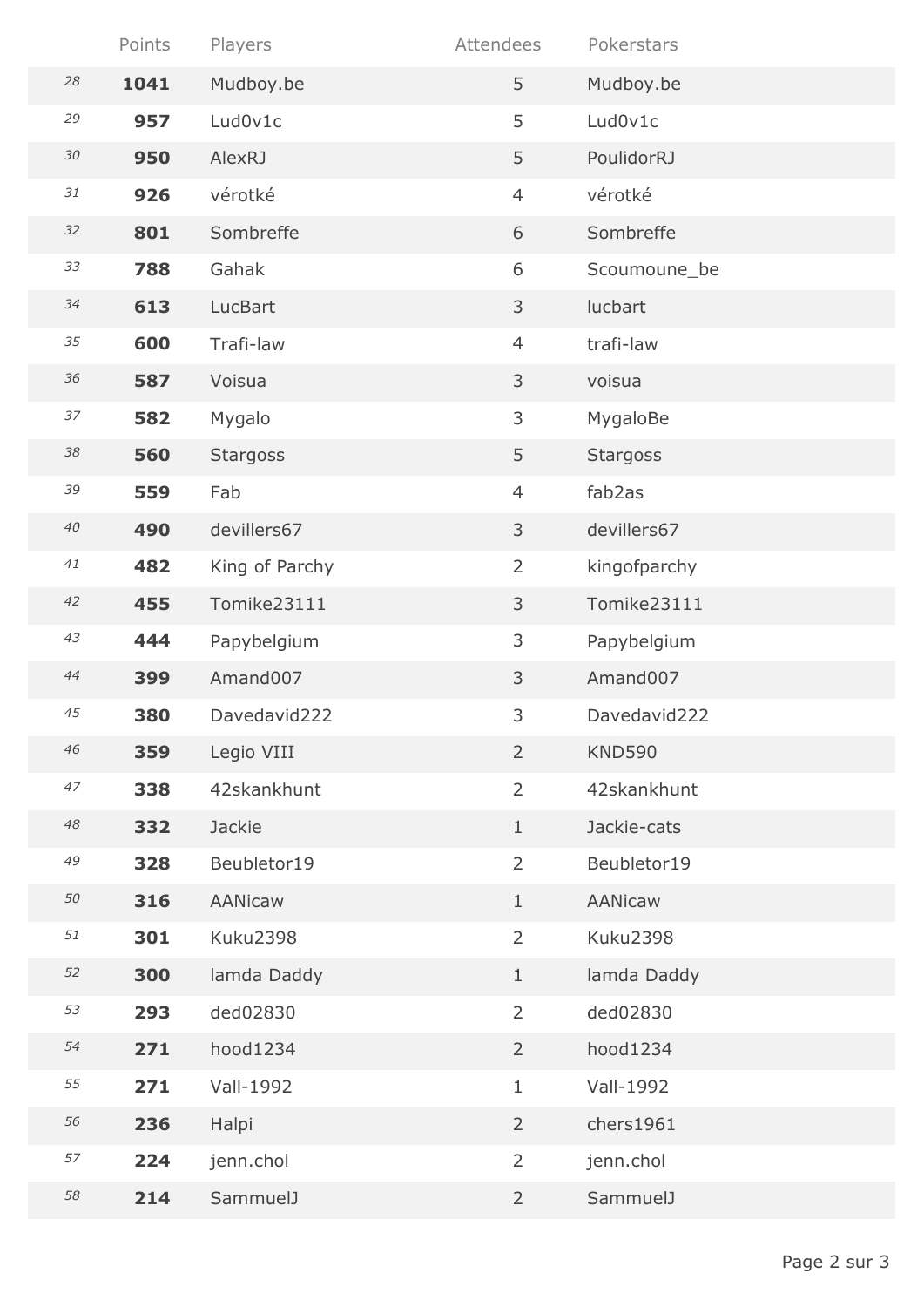| | Points | Players | Attendees | Pokerstars |
|---|---|---|---|---|
| 28 | **1041** | Mudboy.be | 5 | Mudboy.be |
| 29 | **957** | Lud0v1c | 5 | Lud0v1c |
| 30 | **950** | AlexRJ | 5 | PoulidorRJ |
| 31 | **926** | vérotké | 4 | vérotké |
| 32 | **801** | Sombreffe | 6 | Sombreffe |
| 33 | **788** | Gahak | 6 | Scoumoune_be |
| 34 | **613** | LucBart | 3 | lucbart |
| 35 | **600** | Trafi-law | 4 | trafi-law |
| 36 | **587** | Voisua | 3 | voisua |
| 37 | **582** | Mygalo | 3 | MygaloBe |
| 38 | **560** | Stargoss | 5 | Stargoss |
| 39 | **559** | Fab | 4 | fab2as |
| 40 | **490** | devillers67 | 3 | devillers67 |
| 41 | **482** | King of Parchy | 2 | kingofparchy |
| 42 | **455** | Tomike23111 | 3 | Tomike23111 |
| 43 | **444** | Papybelgium | 3 | Papybelgium |
| 44 | **399** | Amand007 | 3 | Amand007 |
| 45 | **380** | Davedavid222 | 3 | Davedavid222 |
| 46 | **359** | Legio VIII | 2 | KND590 |
| 47 | **338** | 42skankhunt | 2 | 42skankhunt |
| 48 | **332** | Jackie | 1 | Jackie-cats |
| 49 | **328** | Beubletor19 | 2 | Beubletor19 |
| 50 | **316** | AANicaw | 1 | AANicaw |
| 51 | **301** | Kuku2398 | 2 | Kuku2398 |
| 52 | **300** | lamda Daddy | 1 | lamda Daddy |
| 53 | **293** | ded02830 | 2 | ded02830 |
| 54 | **271** | hood1234 | 2 | hood1234 |
| 55 | **271** | Vall-1992 | 1 | Vall-1992 |
| 56 | **236** | Halpi | 2 | chers1961 |
| 57 | **224** | jenn.chol | 2 | jenn.chol |
| 58 | **214** | SammuelJ | 2 | SammuelJ |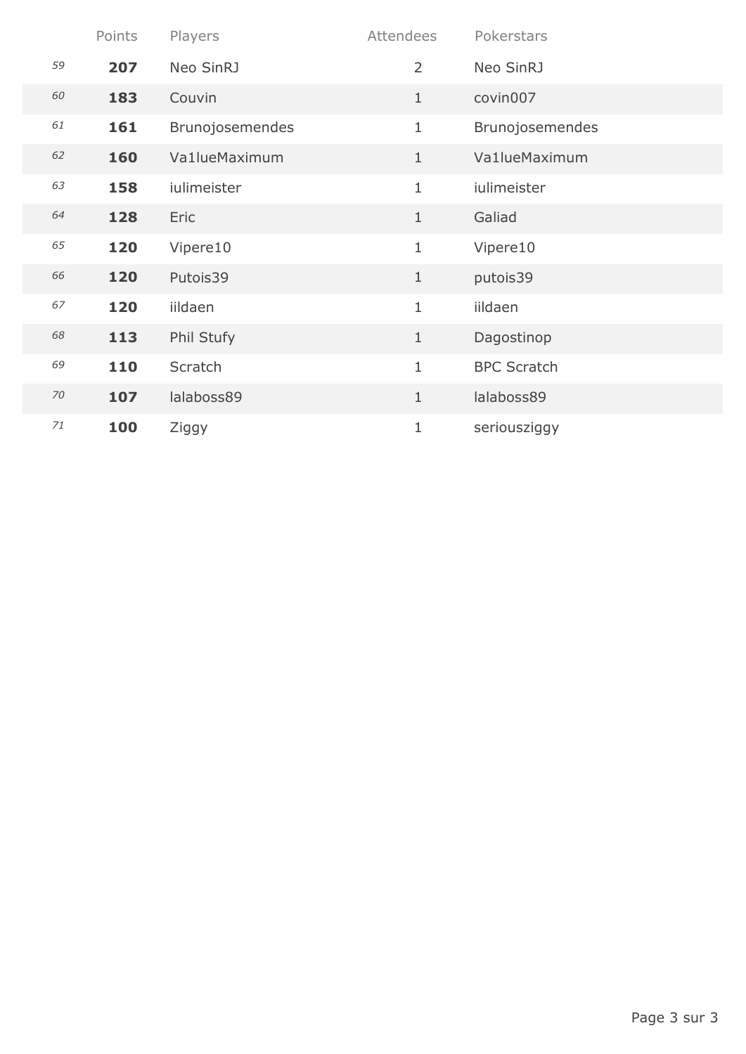| | Points | Players | Attendees | Pokerstars |
|---|---|---|---|---|
| 59 | **207** | Neo SinRJ | 2 | Neo SinRJ |
| 60 | **183** | Couvin | 1 | covin007 |
| 61 | **161** | Brunojosemendes | 1 | Brunojosemendes |
| 62 | **160** | Va1lueMaximum | 1 | Va1lueMaximum |
| 63 | **158** | iulimeister | 1 | iulimeister |
| 64 | **128** | Eric | 1 | Galiad |
| 65 | **120** | Vipere10 | 1 | Vipere10 |
| 66 | **120** | Putois39 | 1 | putois39 |
| 67 | **120** | iildaen | 1 | iildaen |
| 68 | **113** | Phil Stufy | 1 | Dagostinop |
| 69 | **110** | Scratch | 1 | BPC Scratch |
| 70 | **107** | lalaboss89 | 1 | lalaboss89 |
| 71 | **100** | Ziggy | 1 | seriousziggy |